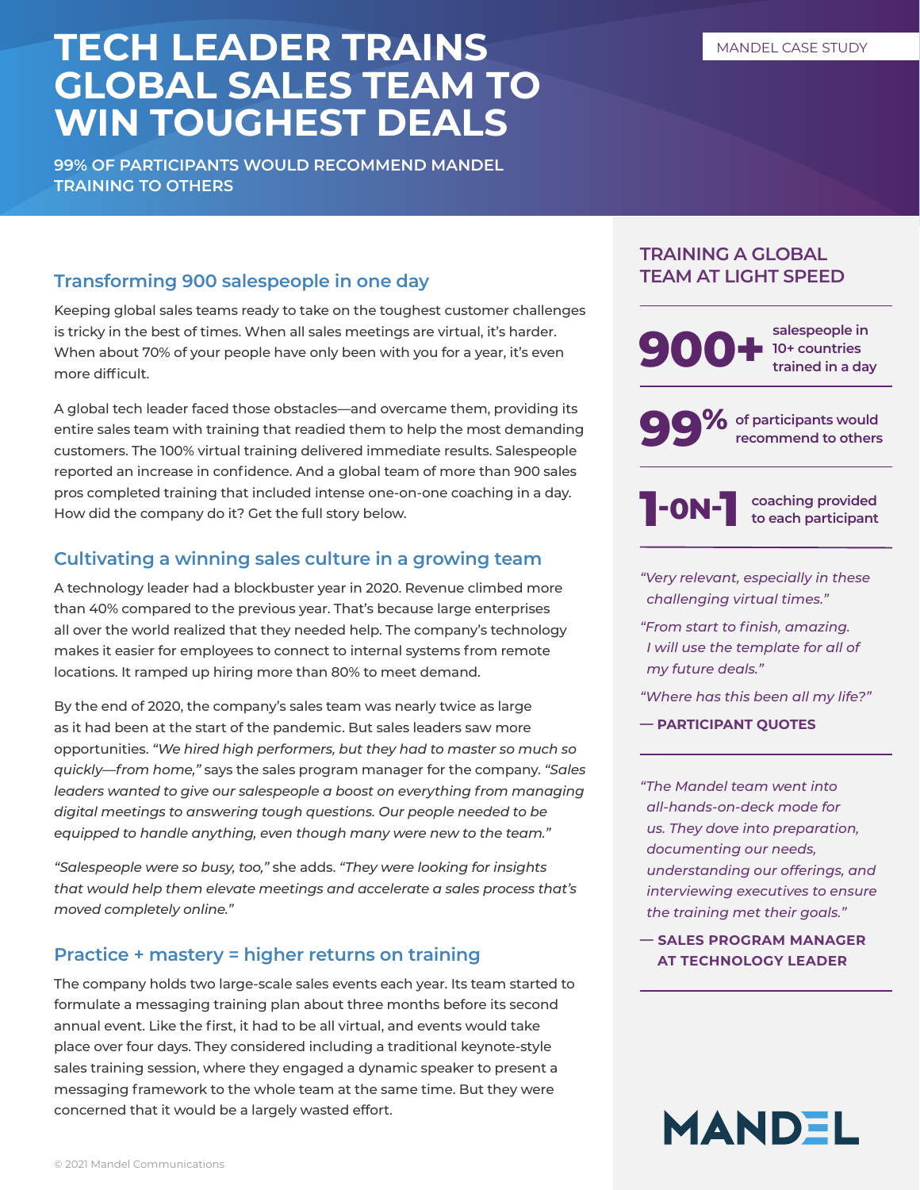MANDEL CASE STUDY

# TECH LEADER TRAINS GLOBAL SALES TEAM TO WIN TOUGHEST DEALS

**99% OF PARTICIPANTS WOULD RECOMMEND MANDEL TRAINING TO OTHERS**

## Transforming 900 salespeople in one day

Keeping global sales teams ready to take on the toughest customer challenges is tricky in the best of times. When all sales meetings are virtual, it's harder. When about 70% of your people have only been with you for a year, it's even more difficult.

A global tech leader faced those obstacles—and overcame them, providing its entire sales team with training that readied them to help the most demanding customers. The 100% virtual training delivered immediate results. Salespeople reported an increase in confidence. And a global team of more than 900 sales pros completed training that included intense one-on-one coaching in a day. How did the company do it? Get the full story below.

## Cultivating a winning sales culture in a growing team

A technology leader had a blockbuster year in 2020. Revenue climbed more than 40% compared to the previous year. That's because large enterprises all over the world realized that they needed help. The company's technology makes it easier for employees to connect to internal systems from remote locations. It ramped up hiring more than 80% to meet demand.

By the end of 2020, the company's sales team was nearly twice as large as it had been at the start of the pandemic. But sales leaders saw more opportunities. *"We hired high performers, but they had to master so much so quickly—from home,"* says the sales program manager for the company. *"Sales leaders wanted to give our salespeople a boost on everything from managing digital meetings to answering tough questions. Our people needed to be equipped to handle anything, even though many were new to the team."*

*"Salespeople were so busy, too,"* she adds. *"They were looking for insights that would help them elevate meetings and accelerate a sales process that's moved completely online."*

## Practice + mastery = higher returns on training

The company holds two large-scale sales events each year. Its team started to formulate a messaging training plan about three months before its second annual event. Like the first, it had to be all virtual, and events would take place over four days. They considered including a traditional keynote-style sales training session, where they engaged a dynamic speaker to present a messaging framework to the whole team at the same time. But they were concerned that it would be a largely wasted effort.

## TRAINING A GLOBAL TEAM AT LIGHT SPEED

**900+** salespeople in 10+ countries trained in a day

**99%** of participants would recommend to others

**1-ON-1** coaching provided to each participant

*"Very relevant, especially in these challenging virtual times."*

*"From start to finish, amazing. I will use the template for all of my future deals."*

*"Where has this been all my life?"*

**— PARTICIPANT QUOTES**

*"The Mandel team went into all-hands-on-deck mode for us. They dove into preparation, documenting our needs, understanding our offerings, and interviewing executives to ensure the training met their goals."*

**— SALES PROGRAM MANAGER AT TECHNOLOGY LEADER**

MANDEL

© 2021 Mandel Communications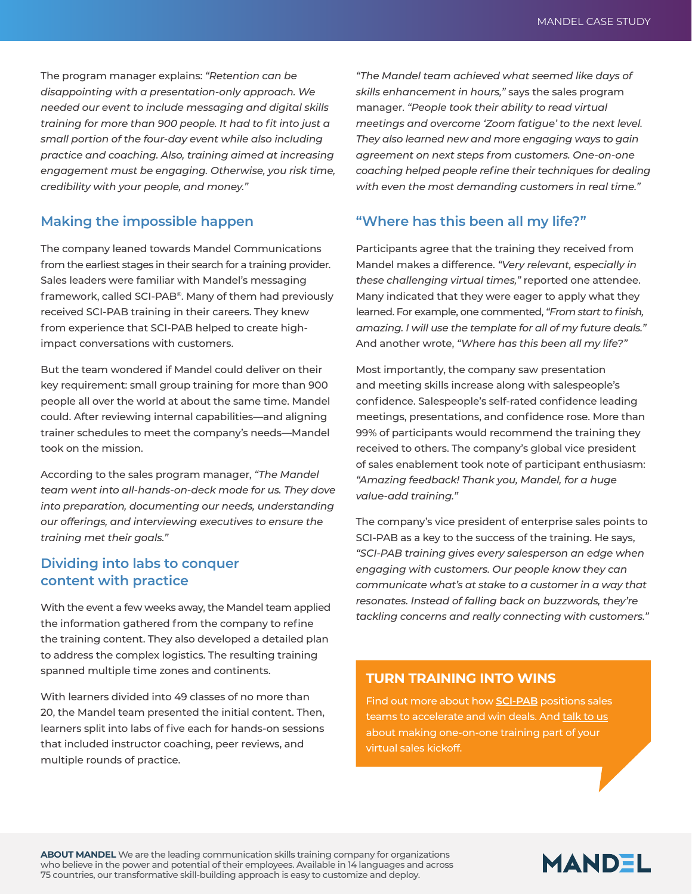The program manager explains: *"Retention can be disappointing with a presentation-only approach. We needed our event to include messaging and digital skills training for more than 900 people. It had to fit into just a small portion of the four-day event while also including practice and coaching. Also, training aimed at increasing engagement must be engaging. Otherwise, you risk time, credibility with your people, and money."*

## Making the impossible happen

The company leaned towards Mandel Communications from the earliest stages in their search for a training provider. Sales leaders were familiar with Mandel's messaging framework, called SCI-PAB®. Many of them had previously received SCI-PAB training in their careers. They knew from experience that SCI-PAB helped to create high-impact conversations with customers.

But the team wondered if Mandel could deliver on their key requirement: small group training for more than 900 people all over the world at about the same time. Mandel could. After reviewing internal capabilities—and aligning trainer schedules to meet the company's needs—Mandel took on the mission.

According to the sales program manager, *"The Mandel team went into all-hands-on-deck mode for us. They dove into preparation, documenting our needs, understanding our offerings, and interviewing executives to ensure the training met their goals."*

## Dividing into labs to conquer content with practice

With the event a few weeks away, the Mandel team applied the information gathered from the company to refine the training content. They also developed a detailed plan to address the complex logistics. The resulting training spanned multiple time zones and continents.

With learners divided into 49 classes of no more than 20, the Mandel team presented the initial content. Then, learners split into labs of five each for hands-on sessions that included instructor coaching, peer reviews, and multiple rounds of practice.

*"The Mandel team achieved what seemed like days of skills enhancement in hours,"* says the sales program manager. *"People took their ability to read virtual meetings and overcome 'Zoom fatigue' to the next level. They also learned new and more engaging ways to gain agreement on next steps from customers. One-on-one coaching helped people refine their techniques for dealing with even the most demanding customers in real time."*

## "Where has this been all my life?"

Participants agree that the training they received from Mandel makes a difference. *"Very relevant, especially in these challenging virtual times,"* reported one attendee. Many indicated that they were eager to apply what they learned. For example, one commented, *"From start to finish, amazing. I will use the template for all of my future deals."* And another wrote, *"Where has this been all my life?"*

Most importantly, the company saw presentation and meeting skills increase along with salespeople's confidence. Salespeople's self-rated confidence leading meetings, presentations, and confidence rose. More than 99% of participants would recommend the training they received to others. The company's global vice president of sales enablement took note of participant enthusiasm: *"Amazing feedback! Thank you, Mandel, for a huge value-add training."*

The company's vice president of enterprise sales points to SCI-PAB as a key to the success of the training. He says, *"SCI-PAB training gives every salesperson an edge when engaging with customers. Our people know they can communicate what's at stake to a customer in a way that resonates. Instead of falling back on buzzwords, they're tackling concerns and really connecting with customers."*

### TURN TRAINING INTO WINS

Find out more about how **SCI-PAB** positions sales teams to accelerate and win deals. And talk to us about making one-on-one training part of your virtual sales kickoff.

**ABOUT MANDEL** We are the leading communication skills training company for organizations who believe in the power and potential of their employees. Available in 14 languages and across 75 countries, our transformative skill-building approach is easy to customize and deploy.

MANDEL